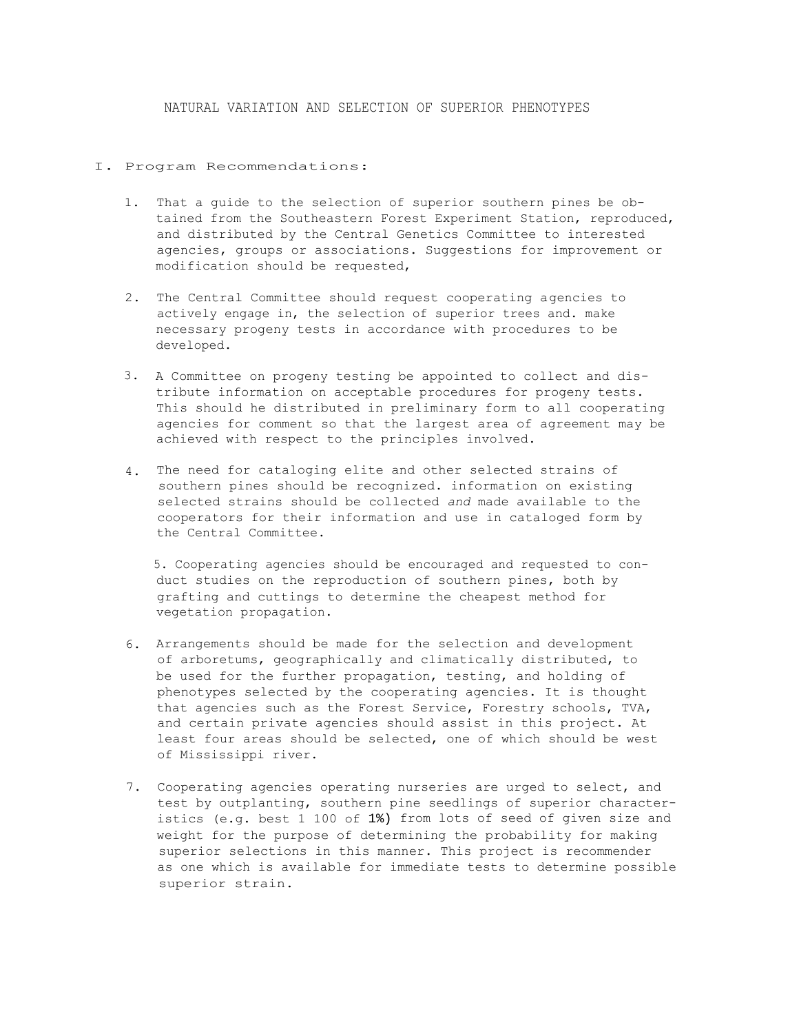# NATURAL VARIATION AND SELECTION OF SUPERIOR PHENOTYPES

## I. Program Recommendations:

1. That a guide to the selection of superior southern pines be obtained from the Southeastern Forest Experiment Station, reproduced, and distributed by the Central Genetics Committee to interested agencies, groups or associations. Suggestions for improvement or modification should be requested,

2. The Central Committee should request cooperating agencies to actively engage in, the selection of superior trees and. make necessary progeny tests in accordance with procedures to be developed.

3. A Committee on progeny testing be appointed to collect and distribute information on acceptable procedures for progeny tests. This should he distributed in preliminary form to all cooperating agencies for comment so that the largest area of agreement may be achieved with respect to the principles involved.

4. The need for cataloging elite and other selected strains of southern pines should be recognized. information on existing selected strains should be collected *and* made available to the cooperators for their information and use in cataloged form by the Central Committee.

5. Cooperating agencies should be encouraged and requested to conduct studies on the reproduction of southern pines, both by grafting and cuttings to determine the cheapest method for vegetation propagation.

6. Arrangements should be made for the selection and development of arboretums, geographically and climatically distributed, to be used for the further propagation, testing, and holding of phenotypes selected by the cooperating agencies. It is thought that agencies such as the Forest Service, Forestry schools, TVA, and certain private agencies should assist in this project. At least four areas should be selected, one of which should be west of Mississippi river.

7. Cooperating agencies operating nurseries are urged to select, and test by outplanting, southern pine seedlings of superior characteristics (e.g. best 1 100 of **1%)** from lots of seed of given size and weight for the purpose of determining the probability for making superior selections in this manner. This project is recommender as one which is available for immediate tests to determine possible superior strain.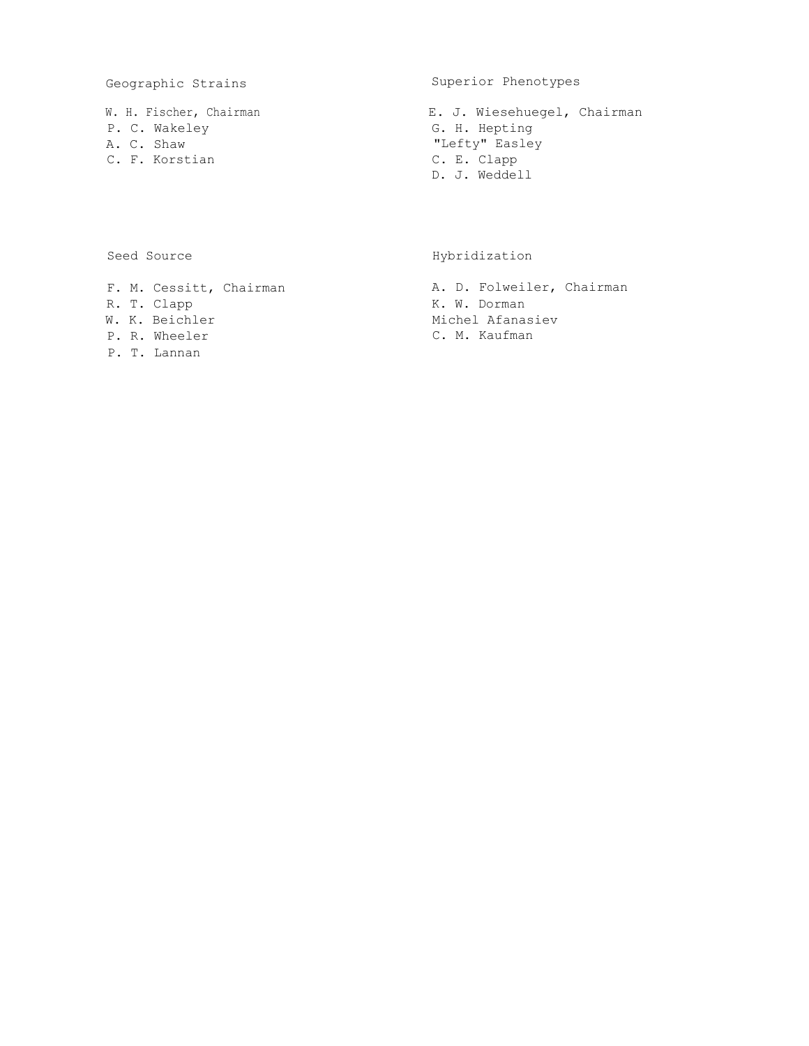Geographic Strains

W. H. Fischer, Chairman
P. C. Wakeley
A. C. Shaw
C. F. Korstian

Superior Phenotypes

E. J. Wiesehuegel, Chairman
G. H. Hepting
"Lefty" Easley
C. E. Clapp
D. J. Weddell

Seed Source

F. M. Cessitt, Chairman
R. T. Clapp
W. K. Beichler
P. R. Wheeler
P. T. Lannan

Hybridization

A. D. Folweiler, Chairman
K. W. Dorman
Michel Afanasiev
C. M. Kaufman